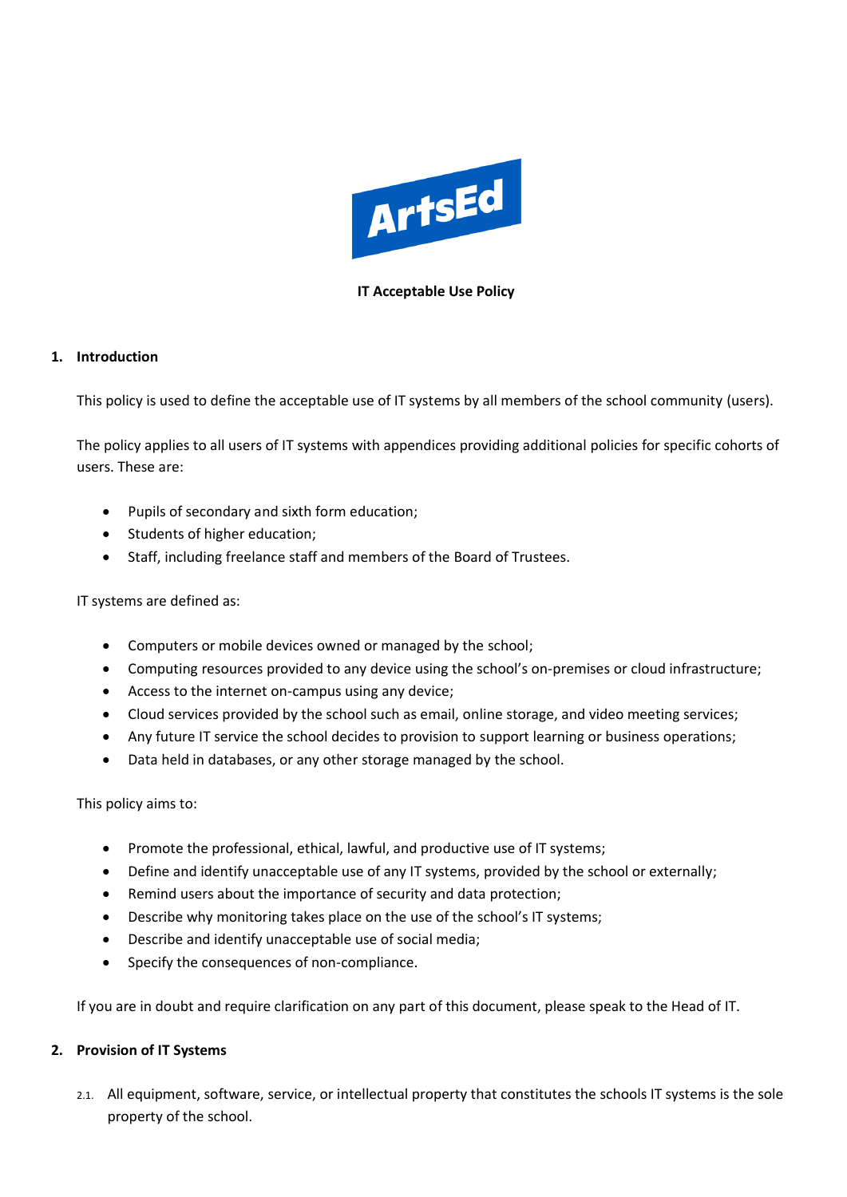ArtsEd

**IT Acceptable Use Policy**

## 1. Introduction

This policy is used to define the acceptable use of IT systems by all members of the school community (users).

The policy applies to all users of IT systems with appendices providing additional policies for specific cohorts of users. These are:

- Pupils of secondary and sixth form education;
- Students of higher education;
- Staff, including freelance staff and members of the Board of Trustees.

IT systems are defined as:

- Computers or mobile devices owned or managed by the school;
- Computing resources provided to any device using the school's on-premises or cloud infrastructure;
- Access to the internet on-campus using any device;
- Cloud services provided by the school such as email, online storage, and video meeting services;
- Any future IT service the school decides to provision to support learning or business operations;
- Data held in databases, or any other storage managed by the school.

This policy aims to:

- Promote the professional, ethical, lawful, and productive use of IT systems;
- Define and identify unacceptable use of any IT systems, provided by the school or externally;
- Remind users about the importance of security and data protection;
- Describe why monitoring takes place on the use of the school's IT systems;
- Describe and identify unacceptable use of social media;
- Specify the consequences of non-compliance.

If you are in doubt and require clarification on any part of this document, please speak to the Head of IT.

## 2. Provision of IT Systems

2.1. All equipment, software, service, or intellectual property that constitutes the schools IT systems is the sole property of the school.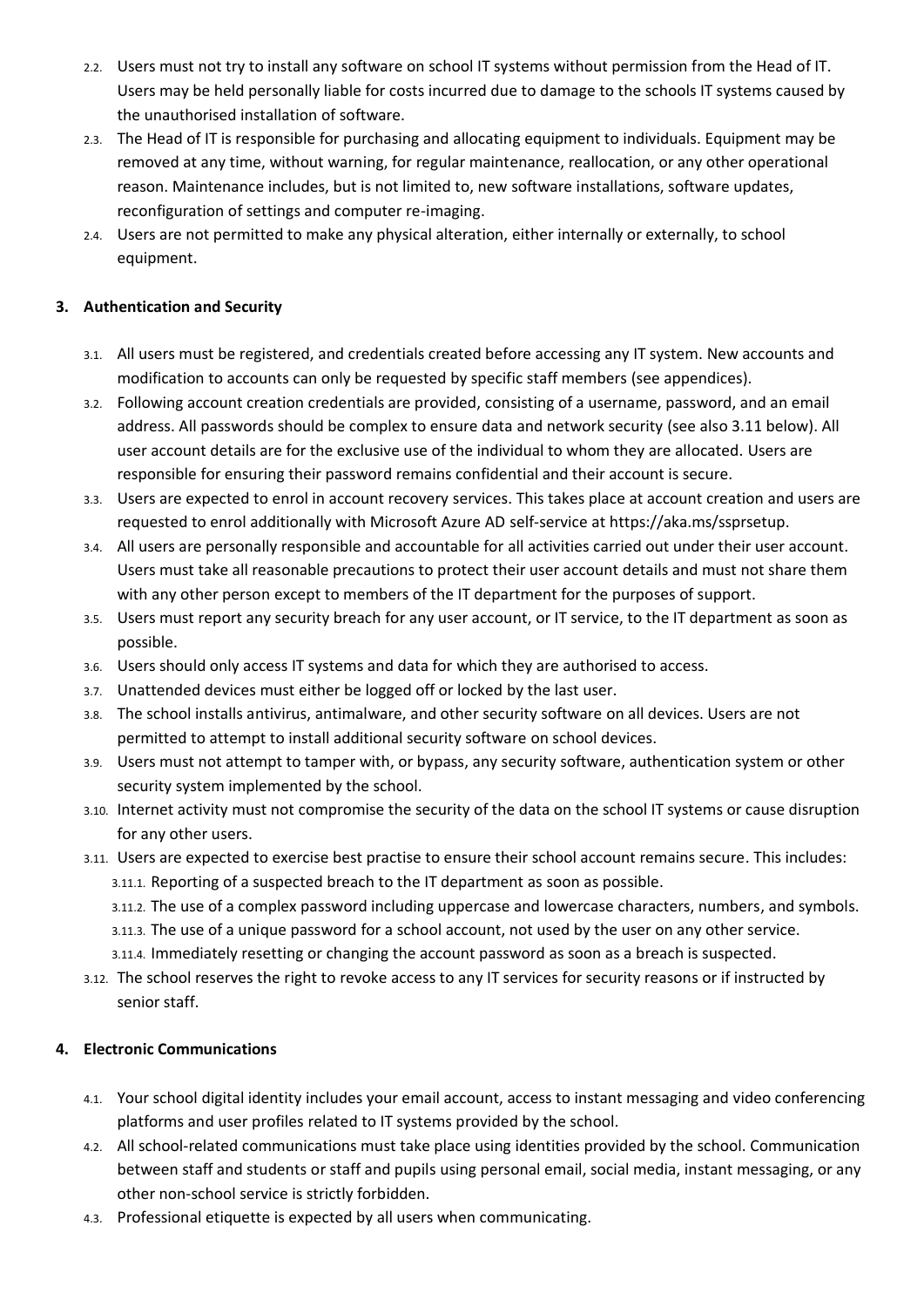2.2. Users must not try to install any software on school IT systems without permission from the Head of IT. Users may be held personally liable for costs incurred due to damage to the schools IT systems caused by the unauthorised installation of software.

2.3. The Head of IT is responsible for purchasing and allocating equipment to individuals. Equipment may be removed at any time, without warning, for regular maintenance, reallocation, or any other operational reason. Maintenance includes, but is not limited to, new software installations, software updates, reconfiguration of settings and computer re-imaging.

2.4. Users are not permitted to make any physical alteration, either internally or externally, to school equipment.

## 3. Authentication and Security

3.1. All users must be registered, and credentials created before accessing any IT system. New accounts and modification to accounts can only be requested by specific staff members (see appendices).

3.2. Following account creation credentials are provided, consisting of a username, password, and an email address. All passwords should be complex to ensure data and network security (see also 3.11 below). All user account details are for the exclusive use of the individual to whom they are allocated. Users are responsible for ensuring their password remains confidential and their account is secure.

3.3. Users are expected to enrol in account recovery services. This takes place at account creation and users are requested to enrol additionally with Microsoft Azure AD self-service at https://aka.ms/ssprsetup.

3.4. All users are personally responsible and accountable for all activities carried out under their user account. Users must take all reasonable precautions to protect their user account details and must not share them with any other person except to members of the IT department for the purposes of support.

3.5. Users must report any security breach for any user account, or IT service, to the IT department as soon as possible.

3.6. Users should only access IT systems and data for which they are authorised to access.

3.7. Unattended devices must either be logged off or locked by the last user.

3.8. The school installs antivirus, antimalware, and other security software on all devices. Users are not permitted to attempt to install additional security software on school devices.

3.9. Users must not attempt to tamper with, or bypass, any security software, authentication system or other security system implemented by the school.

3.10. Internet activity must not compromise the security of the data on the school IT systems or cause disruption for any other users.

3.11. Users are expected to exercise best practise to ensure their school account remains secure. This includes:

- 3.11.1. Reporting of a suspected breach to the IT department as soon as possible.
- 3.11.2. The use of a complex password including uppercase and lowercase characters, numbers, and symbols.
- 3.11.3. The use of a unique password for a school account, not used by the user on any other service.
- 3.11.4. Immediately resetting or changing the account password as soon as a breach is suspected.

3.12. The school reserves the right to revoke access to any IT services for security reasons or if instructed by senior staff.

## 4. Electronic Communications

4.1. Your school digital identity includes your email account, access to instant messaging and video conferencing platforms and user profiles related to IT systems provided by the school.

4.2. All school-related communications must take place using identities provided by the school. Communication between staff and students or staff and pupils using personal email, social media, instant messaging, or any other non-school service is strictly forbidden.

4.3. Professional etiquette is expected by all users when communicating.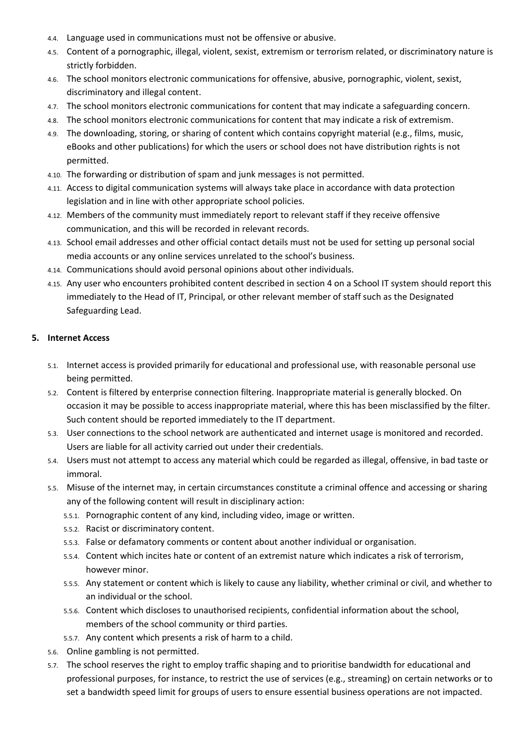- 4.4. Language used in communications must not be offensive or abusive.
- 4.5. Content of a pornographic, illegal, violent, sexist, extremism or terrorism related, or discriminatory nature is strictly forbidden.
- 4.6. The school monitors electronic communications for offensive, abusive, pornographic, violent, sexist, discriminatory and illegal content.
- 4.7. The school monitors electronic communications for content that may indicate a safeguarding concern.
- 4.8. The school monitors electronic communications for content that may indicate a risk of extremism.
- 4.9. The downloading, storing, or sharing of content which contains copyright material (e.g., films, music, eBooks and other publications) for which the users or school does not have distribution rights is not permitted.
- 4.10. The forwarding or distribution of spam and junk messages is not permitted.
- 4.11. Access to digital communication systems will always take place in accordance with data protection legislation and in line with other appropriate school policies.
- 4.12. Members of the community must immediately report to relevant staff if they receive offensive communication, and this will be recorded in relevant records.
- 4.13. School email addresses and other official contact details must not be used for setting up personal social media accounts or any online services unrelated to the school's business.
- 4.14. Communications should avoid personal opinions about other individuals.
- 4.15. Any user who encounters prohibited content described in section 4 on a School IT system should report this immediately to the Head of IT, Principal, or other relevant member of staff such as the Designated Safeguarding Lead.

## 5. Internet Access

- 5.1. Internet access is provided primarily for educational and professional use, with reasonable personal use being permitted.
- 5.2. Content is filtered by enterprise connection filtering. Inappropriate material is generally blocked. On occasion it may be possible to access inappropriate material, where this has been misclassified by the filter. Such content should be reported immediately to the IT department.
- 5.3. User connections to the school network are authenticated and internet usage is monitored and recorded. Users are liable for all activity carried out under their credentials.
- 5.4. Users must not attempt to access any material which could be regarded as illegal, offensive, in bad taste or immoral.
- 5.5. Misuse of the internet may, in certain circumstances constitute a criminal offence and accessing or sharing any of the following content will result in disciplinary action:
  - 5.5.1. Pornographic content of any kind, including video, image or written.
  - 5.5.2. Racist or discriminatory content.
  - 5.5.3. False or defamatory comments or content about another individual or organisation.
  - 5.5.4. Content which incites hate or content of an extremist nature which indicates a risk of terrorism, however minor.
  - 5.5.5. Any statement or content which is likely to cause any liability, whether criminal or civil, and whether to an individual or the school.
  - 5.5.6. Content which discloses to unauthorised recipients, confidential information about the school, members of the school community or third parties.
  - 5.5.7. Any content which presents a risk of harm to a child.
- 5.6. Online gambling is not permitted.
- 5.7. The school reserves the right to employ traffic shaping and to prioritise bandwidth for educational and professional purposes, for instance, to restrict the use of services (e.g., streaming) on certain networks or to set a bandwidth speed limit for groups of users to ensure essential business operations are not impacted.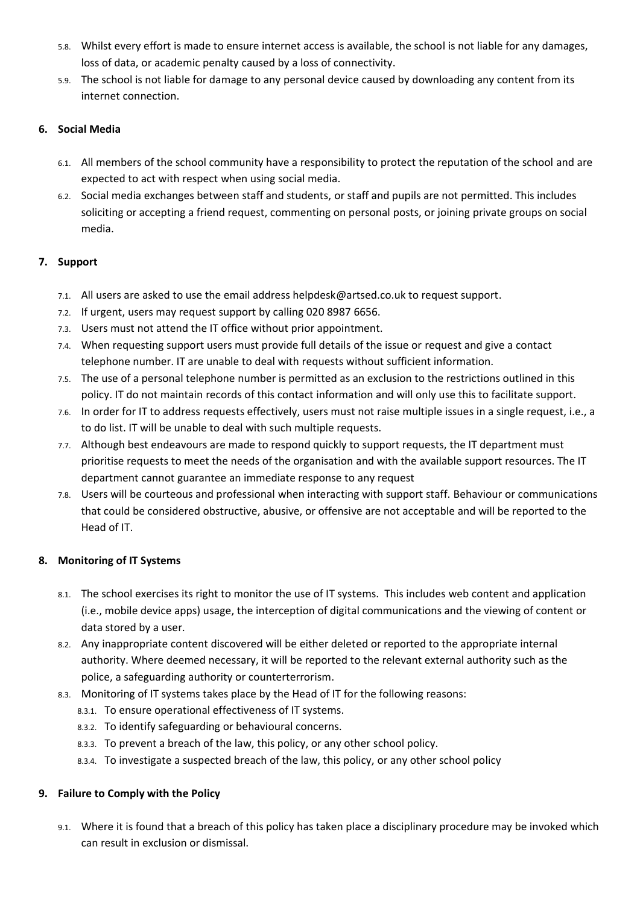5.8. Whilst every effort is made to ensure internet access is available, the school is not liable for any damages, loss of data, or academic penalty caused by a loss of connectivity.

5.9. The school is not liable for damage to any personal device caused by downloading any content from its internet connection.

## 6. Social Media

6.1. All members of the school community have a responsibility to protect the reputation of the school and are expected to act with respect when using social media.

6.2. Social media exchanges between staff and students, or staff and pupils are not permitted. This includes soliciting or accepting a friend request, commenting on personal posts, or joining private groups on social media.

## 7. Support

7.1. All users are asked to use the email address helpdesk@artsed.co.uk to request support.

7.2. If urgent, users may request support by calling 020 8987 6656.

7.3. Users must not attend the IT office without prior appointment.

7.4. When requesting support users must provide full details of the issue or request and give a contact telephone number. IT are unable to deal with requests without sufficient information.

7.5. The use of a personal telephone number is permitted as an exclusion to the restrictions outlined in this policy. IT do not maintain records of this contact information and will only use this to facilitate support.

7.6. In order for IT to address requests effectively, users must not raise multiple issues in a single request, i.e., a to do list. IT will be unable to deal with such multiple requests.

7.7. Although best endeavours are made to respond quickly to support requests, the IT department must prioritise requests to meet the needs of the organisation and with the available support resources. The IT department cannot guarantee an immediate response to any request

7.8. Users will be courteous and professional when interacting with support staff. Behaviour or communications that could be considered obstructive, abusive, or offensive are not acceptable and will be reported to the Head of IT.

## 8. Monitoring of IT Systems

8.1. The school exercises its right to monitor the use of IT systems. This includes web content and application (i.e., mobile device apps) usage, the interception of digital communications and the viewing of content or data stored by a user.

8.2. Any inappropriate content discovered will be either deleted or reported to the appropriate internal authority. Where deemed necessary, it will be reported to the relevant external authority such as the police, a safeguarding authority or counterterrorism.

8.3. Monitoring of IT systems takes place by the Head of IT for the following reasons:

- 8.3.1. To ensure operational effectiveness of IT systems.
- 8.3.2. To identify safeguarding or behavioural concerns.
- 8.3.3. To prevent a breach of the law, this policy, or any other school policy.
- 8.3.4. To investigate a suspected breach of the law, this policy, or any other school policy

## 9. Failure to Comply with the Policy

9.1. Where it is found that a breach of this policy has taken place a disciplinary procedure may be invoked which can result in exclusion or dismissal.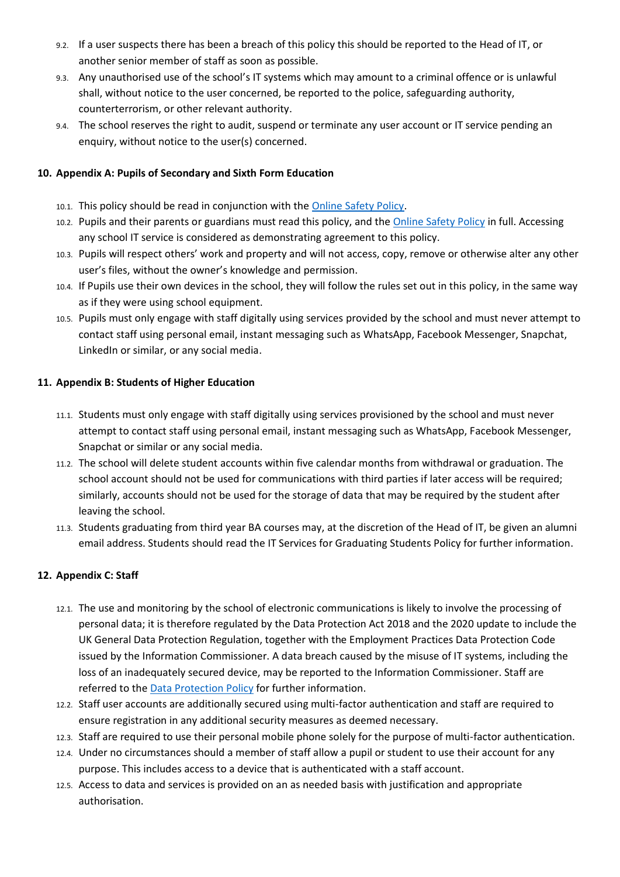9.2. If a user suspects there has been a breach of this policy this should be reported to the Head of IT, or another senior member of staff as soon as possible.

9.3. Any unauthorised use of the school's IT systems which may amount to a criminal offence or is unlawful shall, without notice to the user concerned, be reported to the police, safeguarding authority, counterterrorism, or other relevant authority.

9.4. The school reserves the right to audit, suspend or terminate any user account or IT service pending an enquiry, without notice to the user(s) concerned.

## 10. Appendix A: Pupils of Secondary and Sixth Form Education

10.1. This policy should be read in conjunction with the Online Safety Policy.

10.2. Pupils and their parents or guardians must read this policy, and the Online Safety Policy in full. Accessing any school IT service is considered as demonstrating agreement to this policy.

10.3. Pupils will respect others' work and property and will not access, copy, remove or otherwise alter any other user's files, without the owner's knowledge and permission.

10.4. If Pupils use their own devices in the school, they will follow the rules set out in this policy, in the same way as if they were using school equipment.

10.5. Pupils must only engage with staff digitally using services provided by the school and must never attempt to contact staff using personal email, instant messaging such as WhatsApp, Facebook Messenger, Snapchat, LinkedIn or similar, or any social media.

## 11. Appendix B: Students of Higher Education

11.1. Students must only engage with staff digitally using services provisioned by the school and must never attempt to contact staff using personal email, instant messaging such as WhatsApp, Facebook Messenger, Snapchat or similar or any social media.

11.2. The school will delete student accounts within five calendar months from withdrawal or graduation. The school account should not be used for communications with third parties if later access will be required; similarly, accounts should not be used for the storage of data that may be required by the student after leaving the school.

11.3. Students graduating from third year BA courses may, at the discretion of the Head of IT, be given an alumni email address. Students should read the IT Services for Graduating Students Policy for further information.

## 12. Appendix C: Staff

12.1. The use and monitoring by the school of electronic communications is likely to involve the processing of personal data; it is therefore regulated by the Data Protection Act 2018 and the 2020 update to include the UK General Data Protection Regulation, together with the Employment Practices Data Protection Code issued by the Information Commissioner. A data breach caused by the misuse of IT systems, including the loss of an inadequately secured device, may be reported to the Information Commissioner. Staff are referred to the Data Protection Policy for further information.

12.2. Staff user accounts are additionally secured using multi-factor authentication and staff are required to ensure registration in any additional security measures as deemed necessary.

12.3. Staff are required to use their personal mobile phone solely for the purpose of multi-factor authentication.

12.4. Under no circumstances should a member of staff allow a pupil or student to use their account for any purpose. This includes access to a device that is authenticated with a staff account.

12.5. Access to data and services is provided on an as needed basis with justification and appropriate authorisation.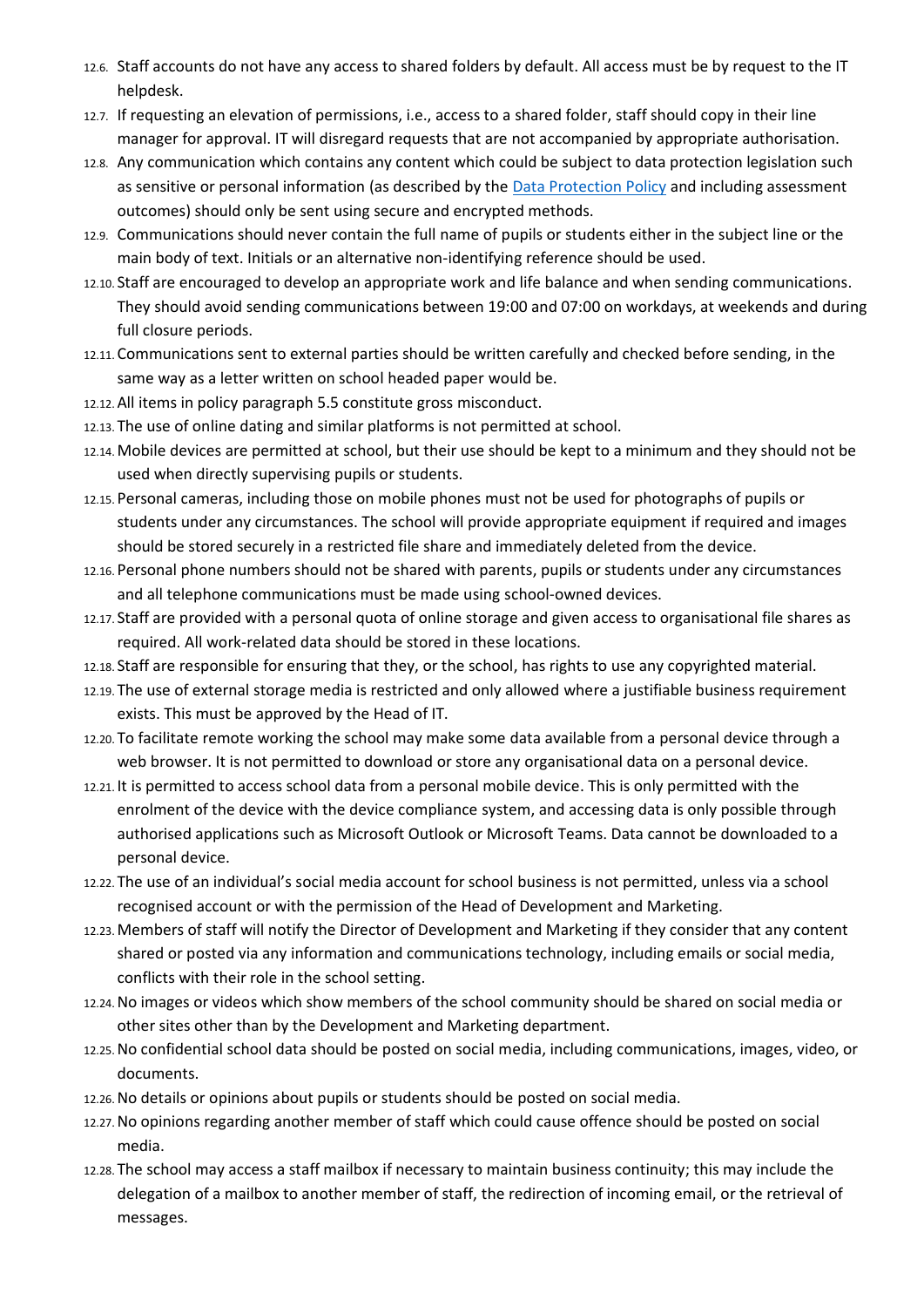12.6. Staff accounts do not have any access to shared folders by default. All access must be by request to the IT helpdesk.

12.7. If requesting an elevation of permissions, i.e., access to a shared folder, staff should copy in their line manager for approval. IT will disregard requests that are not accompanied by appropriate authorisation.

12.8. Any communication which contains any content which could be subject to data protection legislation such as sensitive or personal information (as described by the [Data Protection Policy]() and including assessment outcomes) should only be sent using secure and encrypted methods.

12.9. Communications should never contain the full name of pupils or students either in the subject line or the main body of text. Initials or an alternative non-identifying reference should be used.

12.10. Staff are encouraged to develop an appropriate work and life balance and when sending communications. They should avoid sending communications between 19:00 and 07:00 on workdays, at weekends and during full closure periods.

12.11. Communications sent to external parties should be written carefully and checked before sending, in the same way as a letter written on school headed paper would be.

12.12. All items in policy paragraph 5.5 constitute gross misconduct.

12.13. The use of online dating and similar platforms is not permitted at school.

12.14. Mobile devices are permitted at school, but their use should be kept to a minimum and they should not be used when directly supervising pupils or students.

12.15. Personal cameras, including those on mobile phones must not be used for photographs of pupils or students under any circumstances. The school will provide appropriate equipment if required and images should be stored securely in a restricted file share and immediately deleted from the device.

12.16. Personal phone numbers should not be shared with parents, pupils or students under any circumstances and all telephone communications must be made using school-owned devices.

12.17. Staff are provided with a personal quota of online storage and given access to organisational file shares as required. All work-related data should be stored in these locations.

12.18. Staff are responsible for ensuring that they, or the school, has rights to use any copyrighted material.

12.19. The use of external storage media is restricted and only allowed where a justifiable business requirement exists. This must be approved by the Head of IT.

12.20. To facilitate remote working the school may make some data available from a personal device through a web browser. It is not permitted to download or store any organisational data on a personal device.

12.21. It is permitted to access school data from a personal mobile device. This is only permitted with the enrolment of the device with the device compliance system, and accessing data is only possible through authorised applications such as Microsoft Outlook or Microsoft Teams. Data cannot be downloaded to a personal device.

12.22. The use of an individual's social media account for school business is not permitted, unless via a school recognised account or with the permission of the Head of Development and Marketing.

12.23. Members of staff will notify the Director of Development and Marketing if they consider that any content shared or posted via any information and communications technology, including emails or social media, conflicts with their role in the school setting.

12.24. No images or videos which show members of the school community should be shared on social media or other sites other than by the Development and Marketing department.

12.25. No confidential school data should be posted on social media, including communications, images, video, or documents.

12.26. No details or opinions about pupils or students should be posted on social media.

12.27. No opinions regarding another member of staff which could cause offence should be posted on social media.

12.28. The school may access a staff mailbox if necessary to maintain business continuity; this may include the delegation of a mailbox to another member of staff, the redirection of incoming email, or the retrieval of messages.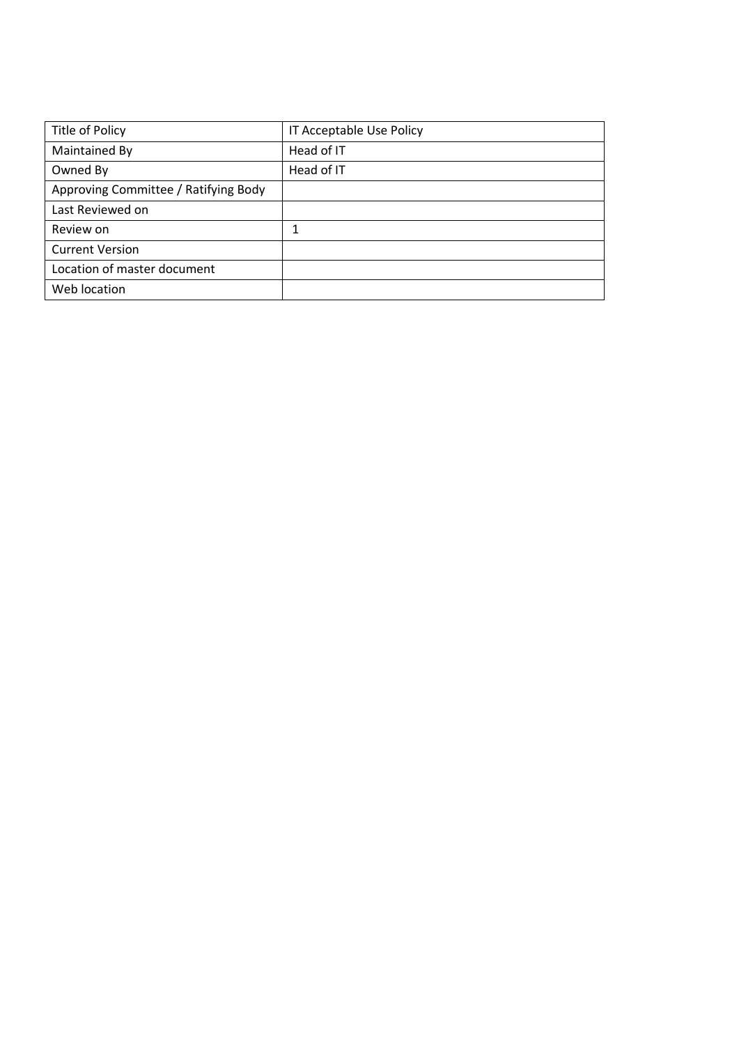| | |
|---|---|
| Title of Policy | IT Acceptable Use Policy |
| Maintained By | Head of IT |
| Owned By | Head of IT |
| Approving Committee / Ratifying Body | |
| Last Reviewed on | |
| Review on | 1 |
| Current Version | |
| Location of master document | |
| Web location | |